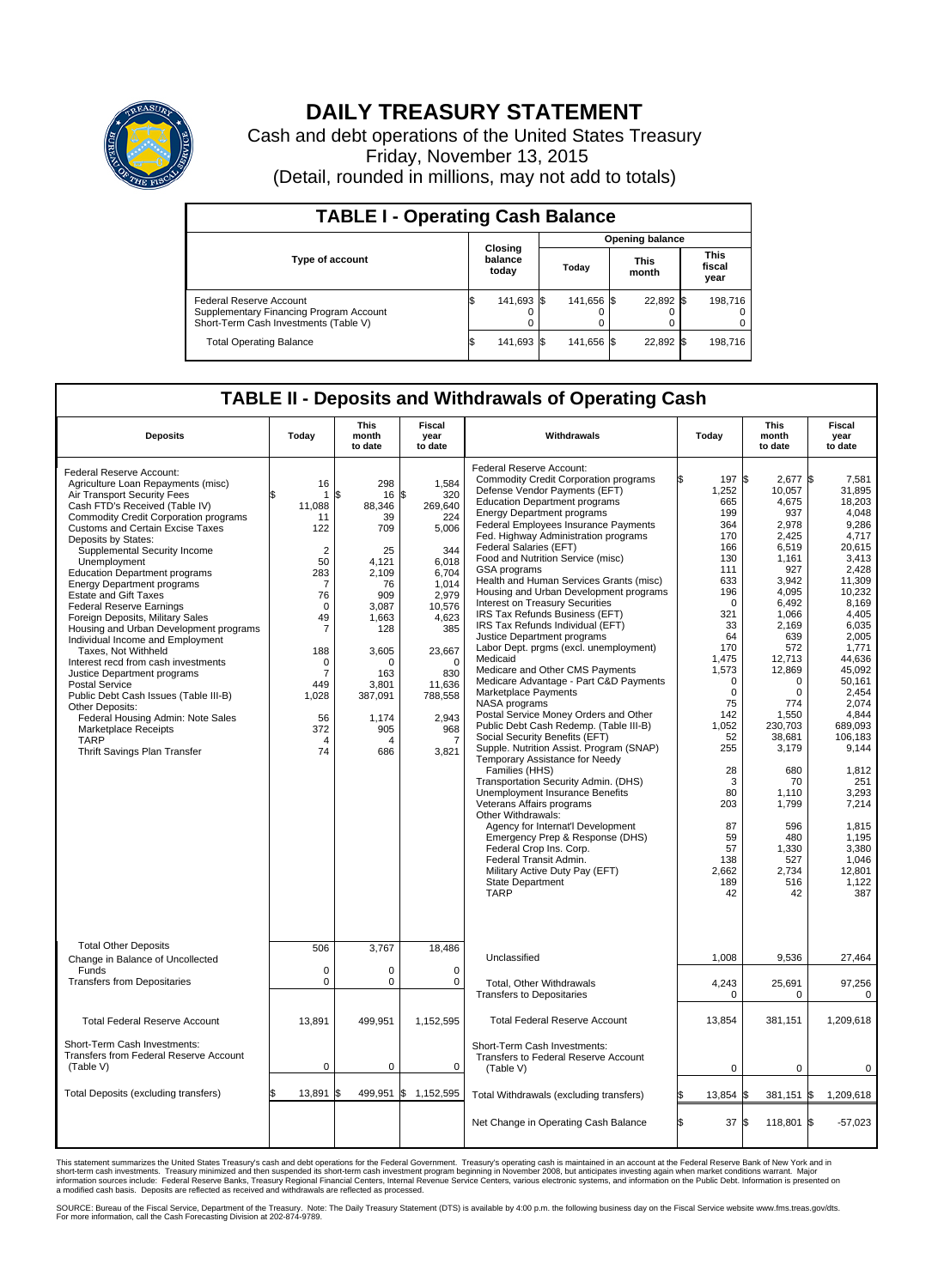# DAILY TREASURY STATEMENT

Cash and debt operations of the United States Treasury

Friday, November 13, 2015

(Detail, rounded in millions, may not add to totals)

## TABLE I - Operating Cash Balance

| Type of account | Closing balance today | Opening balance Today | Opening balance This month | Opening balance This fiscal year |
|---|---|---|---|---|
| Federal Reserve Account | $ 141,693 | $ 141,656 | $ 22,892 | $ 198,716 |
| Supplementary Financing Program Account | 0 | 0 | 0 | 0 |
| Short-Term Cash Investments (Table V) | 0 | 0 | 0 | 0 |
| Total Operating Balance | $ 141,693 | $ 141,656 | $ 22,892 | $ 198,716 |

## TABLE II - Deposits and Withdrawals of Operating Cash

| Deposits | Today | This month to date | Fiscal year to date |
|---|---|---|---|
| Federal Reserve Account: | | | |
| Agriculture Loan Repayments (misc) | 16 | 298 | 1,584 |
| Air Transport Security Fees | $ 1 | $ 16 | $ 320 |
| Cash FTD's Received (Table IV) | 11,088 | 88,346 | 269,640 |
| Commodity Credit Corporation programs | 11 | 39 | 224 |
| Customs and Certain Excise Taxes | 122 | 709 | 5,006 |
| Deposits by States: | | | |
| Supplemental Security Income | 2 | 25 | 344 |
| Unemployment | 50 | 4,121 | 6,018 |
| Education Department programs | 283 | 2,109 | 6,704 |
| Energy Department programs | 7 | 76 | 1,014 |
| Estate and Gift Taxes | 76 | 909 | 2,979 |
| Federal Reserve Earnings | 0 | 3,087 | 10,576 |
| Foreign Deposits, Military Sales | 49 | 1,663 | 4,623 |
| Housing and Urban Development programs | 7 | 128 | 385 |
| Individual Income and Employment Taxes, Not Withheld | 188 | 3,605 | 23,667 |
| Interest recd from cash investments | 0 | 0 | 0 |
| Justice Department programs | 7 | 163 | 830 |
| Postal Service | 449 | 3,801 | 11,636 |
| Public Debt Cash Issues (Table III-B) | 1,028 | 387,091 | 788,558 |
| Other Deposits: | | | |
| Federal Housing Admin: Note Sales | 56 | 1,174 | 2,943 |
| Marketplace Receipts | 372 | 905 | 968 |
| TARP | 4 | 4 | 7 |
| Thrift Savings Plan Transfer | 74 | 686 | 3,821 |
| Total Other Deposits | 506 | 3,767 | 18,486 |
| Change in Balance of Uncollected Funds | 0 | 0 | 0 |
| Transfers from Depositaries | 0 | 0 | 0 |
| Total Federal Reserve Account | 13,891 | 499,951 | 1,152,595 |
| Short-Term Cash Investments: Transfers from Federal Reserve Account (Table V) | 0 | 0 | 0 |
| Total Deposits (excluding transfers) | $ 13,891 | $ 499,951 | $ 1,152,595 |

| Withdrawals | Today | This month to date | Fiscal year to date |
|---|---|---|---|
| Federal Reserve Account: | | | |
| Commodity Credit Corporation programs | $ 197 | $ 2,677 | $ 7,581 |
| Defense Vendor Payments (EFT) | 1,252 | 10,057 | 31,895 |
| Education Department programs | 665 | 4,675 | 18,203 |
| Energy Department programs | 199 | 937 | 4,048 |
| Federal Employees Insurance Payments | 364 | 2,978 | 9,286 |
| Fed. Highway Administration programs | 170 | 2,425 | 4,717 |
| Federal Salaries (EFT) | 166 | 6,519 | 20,615 |
| Food and Nutrition Service (misc) | 130 | 1,161 | 3,413 |
| GSA programs | 111 | 927 | 2,428 |
| Health and Human Services Grants (misc) | 633 | 3,942 | 11,309 |
| Housing and Urban Development programs | 196 | 4,095 | 10,232 |
| Interest on Treasury Securities | 0 | 6,492 | 8,169 |
| IRS Tax Refunds Business (EFT) | 321 | 1,066 | 4,405 |
| IRS Tax Refunds Individual (EFT) | 33 | 2,169 | 6,035 |
| Justice Department programs | 64 | 639 | 2,005 |
| Labor Dept. prgms (excl. unemployment) | 170 | 572 | 1,771 |
| Medicaid | 1,475 | 12,713 | 44,636 |
| Medicare and Other CMS Payments | 1,573 | 12,869 | 45,092 |
| Medicare Advantage - Part C&D Payments | 0 | 0 | 50,161 |
| Marketplace Payments | 0 | 0 | 2,454 |
| NASA programs | 75 | 774 | 2,074 |
| Postal Service Money Orders and Other | 142 | 1,550 | 4,844 |
| Public Debt Cash Redemp. (Table III-B) | 1,052 | 230,703 | 689,093 |
| Social Security Benefits (EFT) | 52 | 38,681 | 106,183 |
| Supple. Nutrition Assist. Program (SNAP) | 255 | 3,179 | 9,144 |
| Temporary Assistance for Needy Families (HHS) | 28 | 680 | 1,812 |
| Transportation Security Admin. (DHS) | 3 | 70 | 251 |
| Unemployment Insurance Benefits | 80 | 1,110 | 3,293 |
| Veterans Affairs programs | 203 | 1,799 | 7,214 |
| Other Withdrawals: | | | |
| Agency for Internat'l Development | 87 | 596 | 1,815 |
| Emergency Prep & Response (DHS) | 59 | 480 | 1,195 |
| Federal Crop Ins. Corp. | 57 | 1,330 | 3,380 |
| Federal Transit Admin. | 138 | 527 | 1,046 |
| Military Active Duty Pay (EFT) | 2,662 | 2,734 | 12,801 |
| State Department | 189 | 516 | 1,122 |
| TARP | 42 | 42 | 387 |
| Unclassified | 1,008 | 9,536 | 27,464 |
| Total, Other Withdrawals | 4,243 | 25,691 | 97,256 |
| Transfers to Depositaries | 0 | 0 | 0 |
| Total Federal Reserve Account | 13,854 | 381,151 | 1,209,618 |
| Short-Term Cash Investments: Transfers to Federal Reserve Account (Table V) | 0 | 0 | 0 |
| Total Withdrawals (excluding transfers) | $ 13,854 | $ 381,151 | $ 1,209,618 |
| Net Change in Operating Cash Balance | $ 37 | $ 118,801 | $ -57,023 |

This statement summarizes the United States Treasury's cash and debt operations for the Federal Government. Treasury's operating cash is maintained in an account at the Federal Reserve Bank of New York and in short-term cash investments. Treasury minimized and then suspended its short-term cash investment program beginning in November 2008, but anticipates investing again when market conditions warrant. Major information sources include: Federal Reserve Banks, Treasury Regional Financial Centers, Internal Revenue Service Centers, various electronic systems, and information on the Public Debt. Information is presented on a modified cash basis. Deposits are reflected as received and withdrawals are reflected as processed.

SOURCE: Bureau of the Fiscal Service, Department of the Treasury. Note: The Daily Treasury Statement (DTS) is available by 4:00 p.m. the following business day on the Fiscal Service website www.fms.treas.gov/dts. For more information, call the Cash Forecasting Division at 202-874-9789.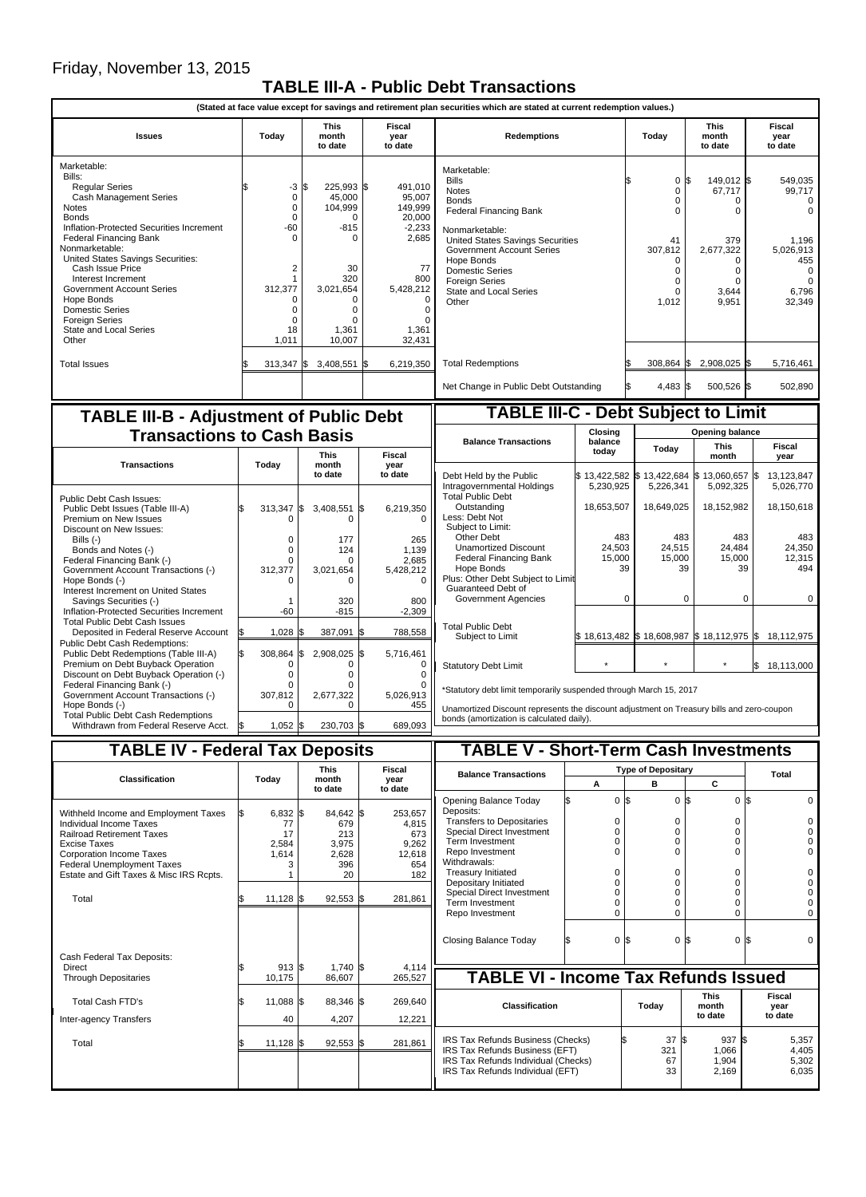Friday, November 13, 2015

# TABLE III-A - Public Debt Transactions

(Stated at face value except for savings and retirement plan securities which are stated at current redemption values.)

| Issues | Today | This month to date | Fiscal year to date | Redemptions | Today | This month to date | Fiscal year to date |
|---|---|---|---|---|---|---|---|
| Marketable: | | | | Marketable: | | | |
| Bills: | | | | Bills | $ 0 | $ 149,012 | $ 549,035 |
| Regular Series | $ -3 | $ 225,993 | $ 491,010 | Notes | 0 | 67,717 | 99,717 |
| Cash Management Series | 0 | 45,000 | 95,007 | Bonds | 0 | 0 | 0 |
| Notes | 0 | 104,999 | 149,999 | Federal Financing Bank | 0 | 0 | 0 |
| Bonds | 0 | 0 | 20,000 | | | | |
| Inflation-Protected Securities Increment | -60 | -815 | -2,233 | Nonmarketable: | | | |
| Federal Financing Bank | 0 | 0 | 2,685 | United States Savings Securities | 41 | 379 | 1,196 |
| Nonmarketable: | | | | Government Account Series | 307,812 | 2,677,322 | 5,026,913 |
| United States Savings Securities: | | | | Hope Bonds | 0 | 0 | 455 |
| Cash Issue Price | 2 | 30 | 77 | Domestic Series | 0 | 0 | 0 |
| Interest Increment | 1 | 320 | 800 | Foreign Series | 0 | 0 | 0 |
| Government Account Series | 312,377 | 3,021,654 | 5,428,212 | State and Local Series | 0 | 3,644 | 6,796 |
| Hope Bonds | 0 | 0 | 0 | Other | 1,012 | 9,951 | 32,349 |
| Domestic Series | 0 | 0 | 0 | | | | |
| Foreign Series | 0 | 0 | 0 | | | | |
| State and Local Series | 18 | 1,361 | 1,361 | | | | |
| Other | 1,011 | 10,007 | 32,431 | | | | |
| Total Issues | $ 313,347 | $ 3,408,551 | $ 6,219,350 | Total Redemptions | $ 308,864 | $ 2,908,025 | $ 5,716,461 |
| | | | | Net Change in Public Debt Outstanding | $ 4,483 | $ 500,526 | $ 502,890 |

# TABLE III-B - Adjustment of Public Debt Transactions to Cash Basis

| Transactions | Today | This month to date | Fiscal year to date |
|---|---|---|---|
| Public Debt Cash Issues: | | | |
| Public Debt Issues (Table III-A) | $ 313,347 | $ 3,408,551 | $ 6,219,350 |
| Premium on New Issues | 0 | 0 | 0 |
| Discount on New Issues: | | | |
| Bills (-) | 0 | 177 | 265 |
| Bonds and Notes (-) | 0 | 124 | 1,139 |
| Federal Financing Bank (-) | 0 | 0 | 2,685 |
| Government Account Transactions (-) | 312,377 | 3,021,654 | 5,428,212 |
| Hope Bonds (-) | 0 | 0 | 0 |
| Interest Increment on United States Savings Securities (-) | 1 | 320 | 800 |
| Inflation-Protected Securities Increment | -60 | -815 | -2,309 |
| Total Public Debt Cash Issues Deposited in Federal Reserve Account | $ 1,028 | $ 387,091 | $ 788,558 |
| Public Debt Cash Redemptions: | | | |
| Public Debt Redemptions (Table III-A) | $ 308,864 | $ 2,908,025 | $ 5,716,461 |
| Premium on Debt Buyback Operation | 0 | 0 | 0 |
| Discount on Debt Buyback Operation (-) | 0 | 0 | 0 |
| Federal Financing Bank (-) | 0 | 0 | 0 |
| Government Account Transactions (-) | 307,812 | 2,677,322 | 5,026,913 |
| Hope Bonds (-) | 0 | 0 | 455 |
| Total Public Debt Cash Redemptions Withdrawn from Federal Reserve Acct. | $ 1,052 | $ 230,703 | $ 689,093 |

# TABLE III-C - Debt Subject to Limit

| Balance Transactions | Closing balance today | Opening balance Today | Opening balance This month | Opening balance Fiscal year |
|---|---|---|---|---|
| Debt Held by the Public | $ 13,422,582 | $ 13,422,684 | $ 13,060,657 | $ 13,123,847 |
| Intragovernmental Holdings | 5,230,925 | 5,226,341 | 5,092,325 | 5,026,770 |
| Total Public Debt Outstanding | 18,653,507 | 18,649,025 | 18,152,982 | 18,150,618 |
| Less: Debt Not Subject to Limit: | | | | |
| Other Debt | 483 | 483 | 483 | 483 |
| Unamortized Discount | 24,503 | 24,515 | 24,484 | 24,350 |
| Federal Financing Bank | 15,000 | 15,000 | 15,000 | 12,315 |
| Hope Bonds | 39 | 39 | 39 | 494 |
| Plus: Other Debt Subject to Limit | | | | |
| Guaranteed Debt of Government Agencies | 0 | 0 | 0 | 0 |
| Total Public Debt Subject to Limit | $ 18,613,482 | $ 18,608,987 | $ 18,112,975 | $ 18,112,975 |
| Statutory Debt Limit | * | * | * | $ 18,113,000 |

*Statutory debt limit temporarily suspended through March 15, 2017

Unamortized Discount represents the discount adjustment on Treasury bills and zero-coupon bonds (amortization is calculated daily).

# TABLE IV - Federal Tax Deposits

| Classification | Today | This month to date | Fiscal year to date |
|---|---|---|---|
| Withheld Income and Employment Taxes | $ 6,832 | $ 84,642 | $ 253,657 |
| Individual Income Taxes | 77 | 679 | 4,815 |
| Railroad Retirement Taxes | 17 | 213 | 673 |
| Excise Taxes | 2,584 | 3,975 | 9,262 |
| Corporation Income Taxes | 1,614 | 2,628 | 12,618 |
| Federal Unemployment Taxes | 3 | 396 | 654 |
| Estate and Gift Taxes & Misc IRS Rcpts. | 1 | 20 | 182 |
| Total | $ 11,128 | $ 92,553 | $ 281,861 |
| Cash Federal Tax Deposits: | | | |
| Direct | $ 913 | $ 1,740 | $ 4,114 |
| Through Depositaries | 10,175 | 86,607 | 265,527 |
| Total Cash FTD's | $ 11,088 | $ 88,346 | $ 269,640 |
| Inter-agency Transfers | 40 | 4,207 | 12,221 |
| Total | $ 11,128 | $ 92,553 | $ 281,861 |

# TABLE V - Short-Term Cash Investments

| Balance Transactions | Type of Depositary A | B | C | Total |
|---|---|---|---|---|
| Opening Balance Today | $ 0 | $ 0 | $ 0 | $ 0 |
| Deposits: | | | | |
| Transfers to Depositaries | 0 | 0 | 0 | 0 |
| Special Direct Investment | 0 | 0 | 0 | 0 |
| Term Investment | 0 | 0 | 0 | 0 |
| Repo Investment | 0 | 0 | 0 | 0 |
| Withdrawals: | | | | |
| Treasury Initiated | 0 | 0 | 0 | 0 |
| Depositary Initiated | 0 | 0 | 0 | 0 |
| Special Direct Investment | 0 | 0 | 0 | 0 |
| Term Investment | 0 | 0 | 0 | 0 |
| Repo Investment | 0 | 0 | 0 | 0 |
| Closing Balance Today | $ 0 | $ 0 | $ 0 | $ 0 |

# TABLE VI - Income Tax Refunds Issued

| Classification | Today | This month to date | Fiscal year to date |
|---|---|---|---|
| IRS Tax Refunds Business (Checks) | $ 37 | $ 937 | $ 5,357 |
| IRS Tax Refunds Business (EFT) | 321 | 1,066 | 4,405 |
| IRS Tax Refunds Individual (Checks) | 67 | 1,904 | 5,302 |
| IRS Tax Refunds Individual (EFT) | 33 | 2,169 | 6,035 |